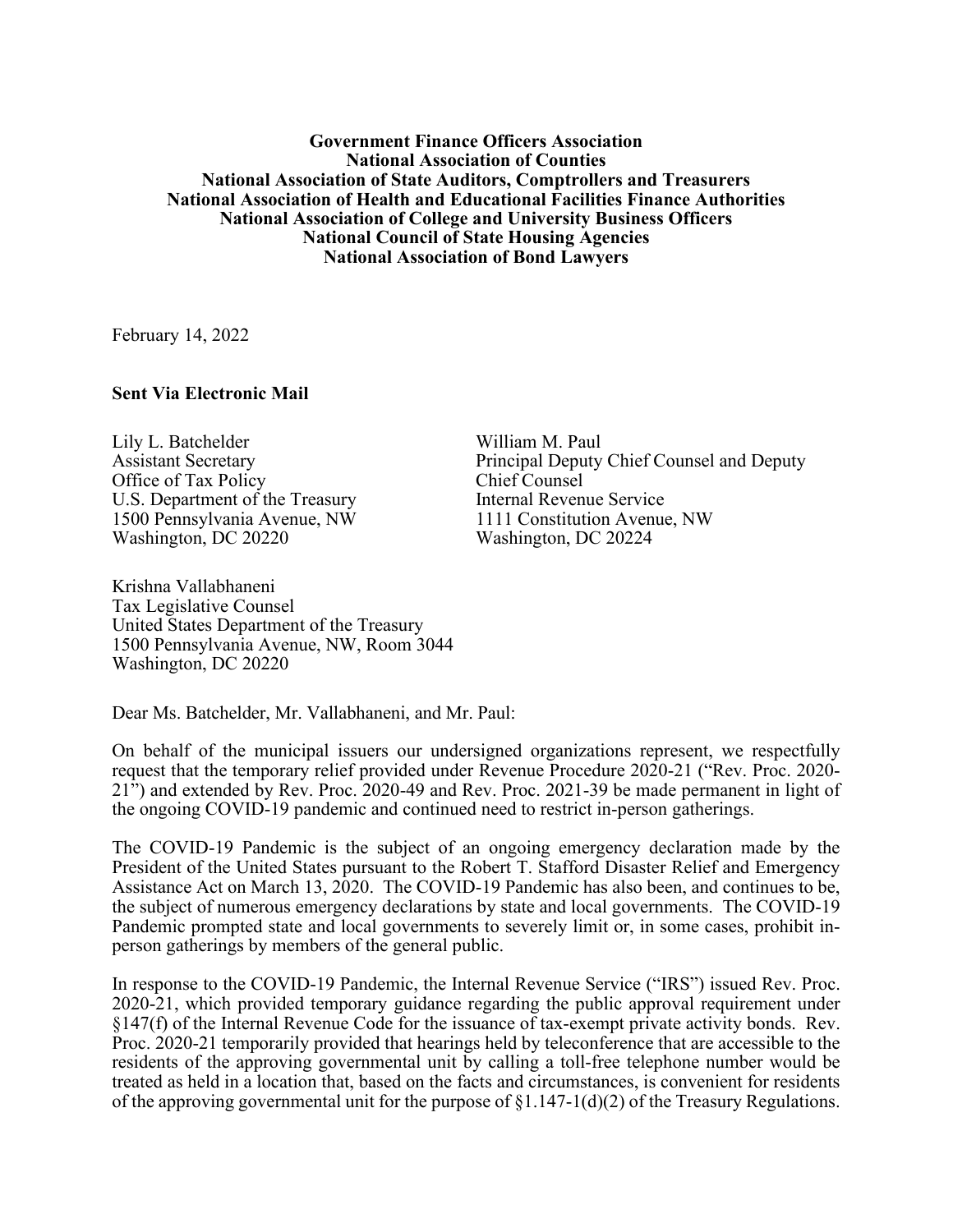**Government Finance Officers Association**
**National Association of Counties**
**National Association of State Auditors, Comptrollers and Treasurers**
**National Association of Health and Educational Facilities Finance Authorities**
**National Association of College and University Business Officers**
**National Council of State Housing Agencies**
**National Association of Bond Lawyers**

February 14, 2022

**Sent Via Electronic Mail**

Lily L. Batchelder
Assistant Secretary
Office of Tax Policy
U.S. Department of the Treasury
1500 Pennsylvania Avenue, NW
Washington, DC 20220

William M. Paul
Principal Deputy Chief Counsel and Deputy Chief Counsel
Internal Revenue Service
1111 Constitution Avenue, NW
Washington, DC 20224

Krishna Vallabhaneni
Tax Legislative Counsel
United States Department of the Treasury
1500 Pennsylvania Avenue, NW, Room 3044
Washington, DC 20220

Dear Ms. Batchelder, Mr. Vallabhaneni, and Mr. Paul:

On behalf of the municipal issuers our undersigned organizations represent, we respectfully request that the temporary relief provided under Revenue Procedure 2020-21 ("Rev. Proc. 2020-21") and extended by Rev. Proc. 2020-49 and Rev. Proc. 2021-39 be made permanent in light of the ongoing COVID-19 pandemic and continued need to restrict in-person gatherings.

The COVID-19 Pandemic is the subject of an ongoing emergency declaration made by the President of the United States pursuant to the Robert T. Stafford Disaster Relief and Emergency Assistance Act on March 13, 2020. The COVID-19 Pandemic has also been, and continues to be, the subject of numerous emergency declarations by state and local governments. The COVID-19 Pandemic prompted state and local governments to severely limit or, in some cases, prohibit in-person gatherings by members of the general public.

In response to the COVID-19 Pandemic, the Internal Revenue Service ("IRS") issued Rev. Proc. 2020-21, which provided temporary guidance regarding the public approval requirement under §147(f) of the Internal Revenue Code for the issuance of tax-exempt private activity bonds. Rev. Proc. 2020-21 temporarily provided that hearings held by teleconference that are accessible to the residents of the approving governmental unit by calling a toll-free telephone number would be treated as held in a location that, based on the facts and circumstances, is convenient for residents of the approving governmental unit for the purpose of §1.147-1(d)(2) of the Treasury Regulations.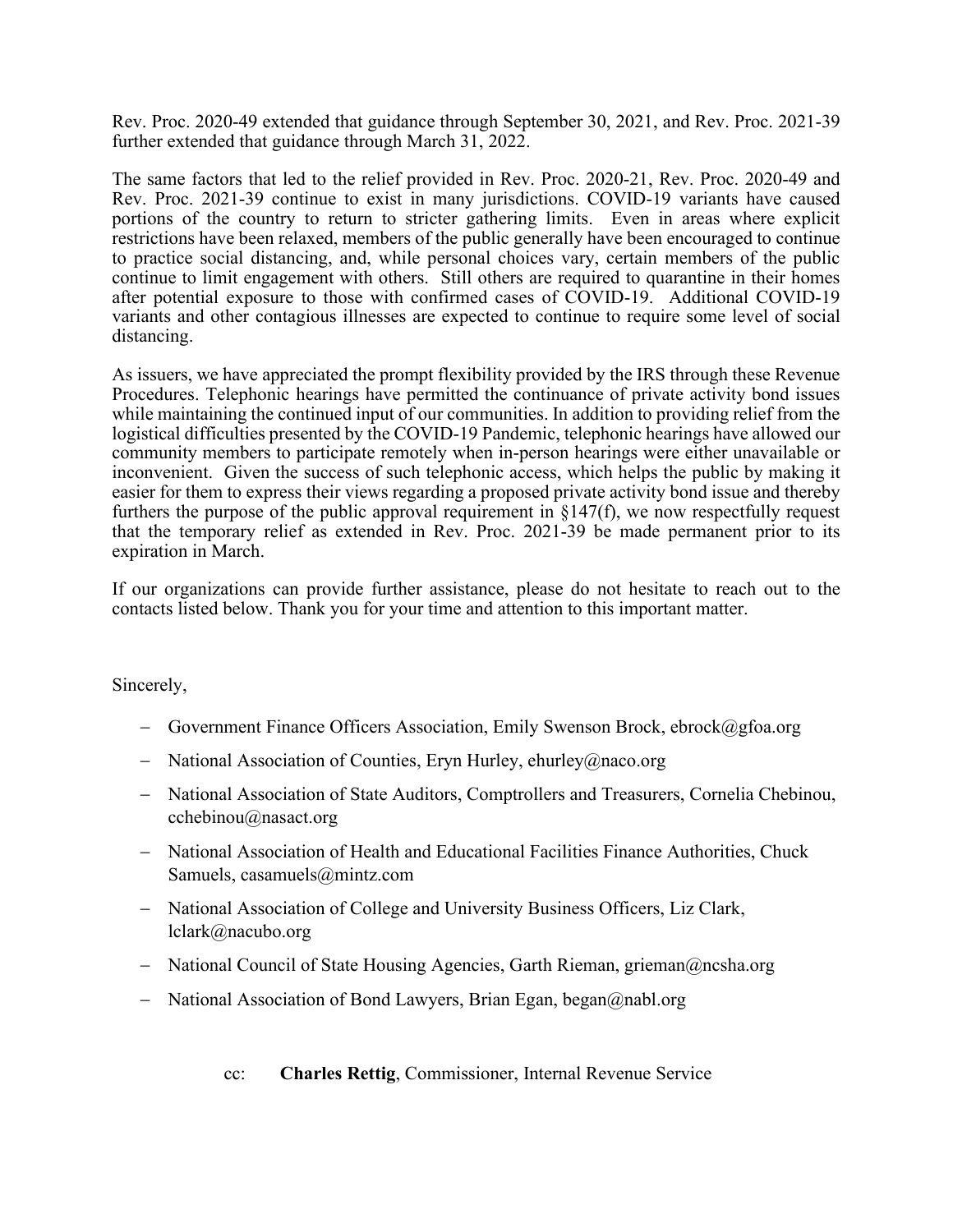Rev. Proc. 2020-49 extended that guidance through September 30, 2021, and Rev. Proc. 2021-39 further extended that guidance through March 31, 2022.

The same factors that led to the relief provided in Rev. Proc. 2020-21, Rev. Proc. 2020-49 and Rev. Proc. 2021-39 continue to exist in many jurisdictions. COVID-19 variants have caused portions of the country to return to stricter gathering limits. Even in areas where explicit restrictions have been relaxed, members of the public generally have been encouraged to continue to practice social distancing, and, while personal choices vary, certain members of the public continue to limit engagement with others. Still others are required to quarantine in their homes after potential exposure to those with confirmed cases of COVID-19. Additional COVID-19 variants and other contagious illnesses are expected to continue to require some level of social distancing.

As issuers, we have appreciated the prompt flexibility provided by the IRS through these Revenue Procedures. Telephonic hearings have permitted the continuance of private activity bond issues while maintaining the continued input of our communities. In addition to providing relief from the logistical difficulties presented by the COVID-19 Pandemic, telephonic hearings have allowed our community members to participate remotely when in-person hearings were either unavailable or inconvenient. Given the success of such telephonic access, which helps the public by making it easier for them to express their views regarding a proposed private activity bond issue and thereby furthers the purpose of the public approval requirement in §147(f), we now respectfully request that the temporary relief as extended in Rev. Proc. 2021-39 be made permanent prior to its expiration in March.

If our organizations can provide further assistance, please do not hesitate to reach out to the contacts listed below. Thank you for your time and attention to this important matter.

Sincerely,

- Government Finance Officers Association, Emily Swenson Brock, ebrock@gfoa.org
- National Association of Counties, Eryn Hurley, ehurley@naco.org
- National Association of State Auditors, Comptrollers and Treasurers, Cornelia Chebinou, cchebinou@nasact.org
- National Association of Health and Educational Facilities Finance Authorities, Chuck Samuels, casamuels@mintz.com
- National Association of College and University Business Officers, Liz Clark, lclark@nacubo.org
- National Council of State Housing Agencies, Garth Rieman, grieman@ncsha.org
- National Association of Bond Lawyers, Brian Egan, began@nabl.org

cc: **Charles Rettig**, Commissioner, Internal Revenue Service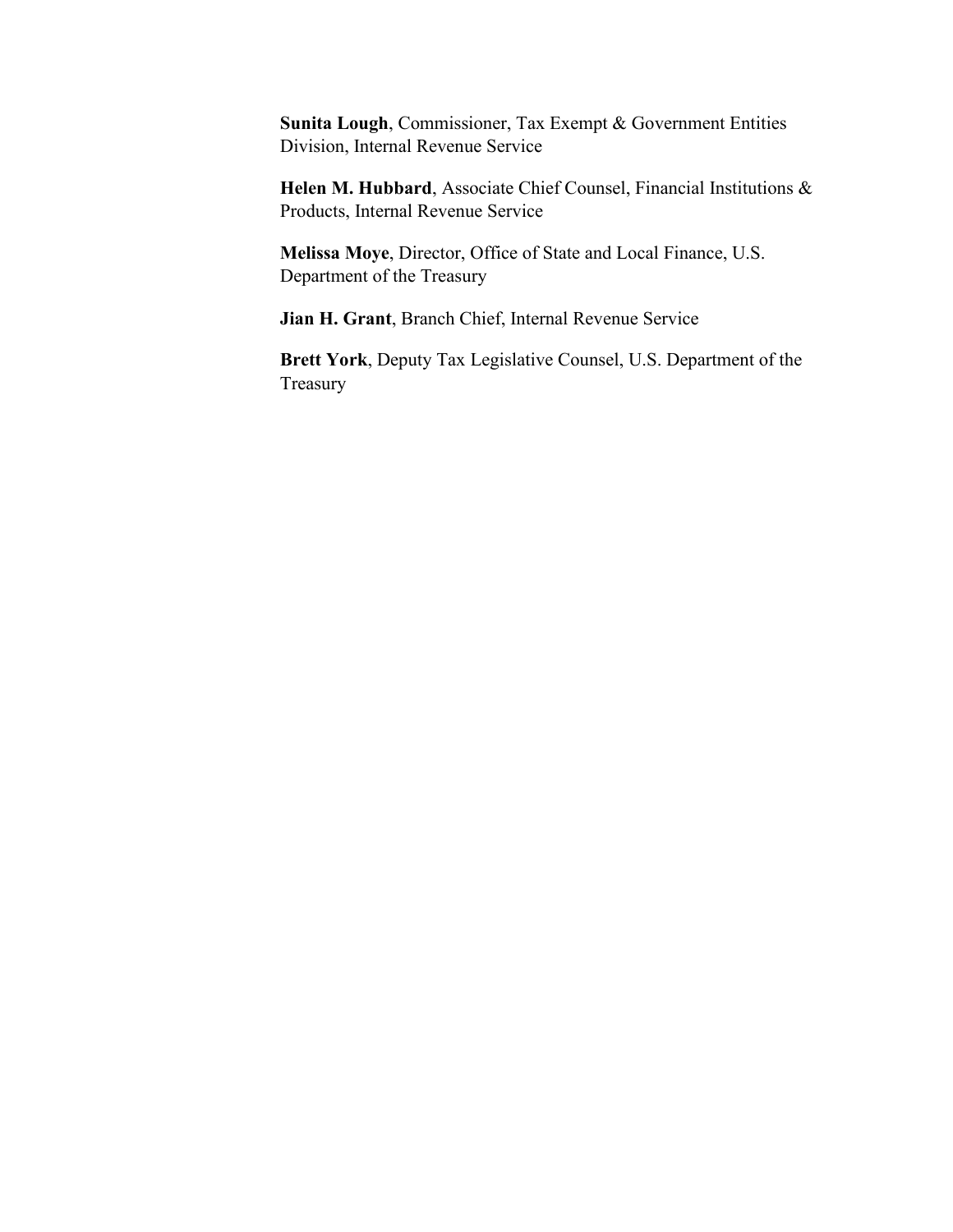**Sunita Lough**, Commissioner, Tax Exempt & Government Entities Division, Internal Revenue Service

**Helen M. Hubbard**, Associate Chief Counsel, Financial Institutions & Products, Internal Revenue Service

**Melissa Moye**, Director, Office of State and Local Finance, U.S. Department of the Treasury

**Jian H. Grant**, Branch Chief, Internal Revenue Service

**Brett York**, Deputy Tax Legislative Counsel, U.S. Department of the Treasury